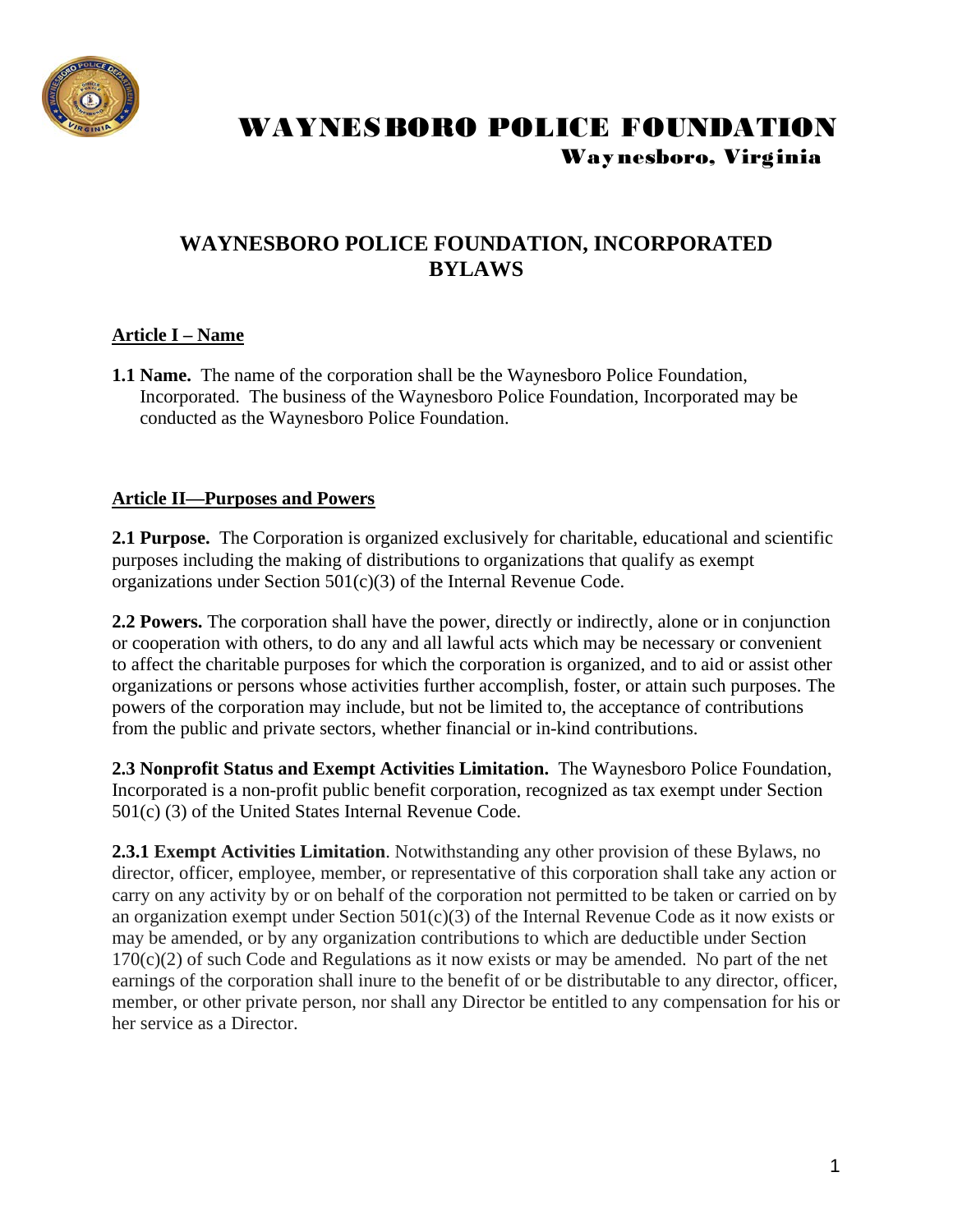# WAYNESBORO POLICE FOUNDATION
## Waynesboro, Virginia

## WAYNESBORO POLICE FOUNDATION, INCORPORATED BYLAWS

### Article I – Name

**1.1 Name.** The name of the corporation shall be the Waynesboro Police Foundation, Incorporated. The business of the Waynesboro Police Foundation, Incorporated may be conducted as the Waynesboro Police Foundation.

### Article II—Purposes and Powers

**2.1 Purpose.** The Corporation is organized exclusively for charitable, educational and scientific purposes including the making of distributions to organizations that qualify as exempt organizations under Section 501(c)(3) of the Internal Revenue Code.

**2.2 Powers.** The corporation shall have the power, directly or indirectly, alone or in conjunction or cooperation with others, to do any and all lawful acts which may be necessary or convenient to affect the charitable purposes for which the corporation is organized, and to aid or assist other organizations or persons whose activities further accomplish, foster, or attain such purposes. The powers of the corporation may include, but not be limited to, the acceptance of contributions from the public and private sectors, whether financial or in-kind contributions.

**2.3 Nonprofit Status and Exempt Activities Limitation.** The Waynesboro Police Foundation, Incorporated is a non-profit public benefit corporation, recognized as tax exempt under Section 501(c) (3) of the United States Internal Revenue Code.

**2.3.1 Exempt Activities Limitation**. Notwithstanding any other provision of these Bylaws, no director, officer, employee, member, or representative of this corporation shall take any action or carry on any activity by or on behalf of the corporation not permitted to be taken or carried on by an organization exempt under Section 501(c)(3) of the Internal Revenue Code as it now exists or may be amended, or by any organization contributions to which are deductible under Section 170(c)(2) of such Code and Regulations as it now exists or may be amended. No part of the net earnings of the corporation shall inure to the benefit of or be distributable to any director, officer, member, or other private person, nor shall any Director be entitled to any compensation for his or her service as a Director.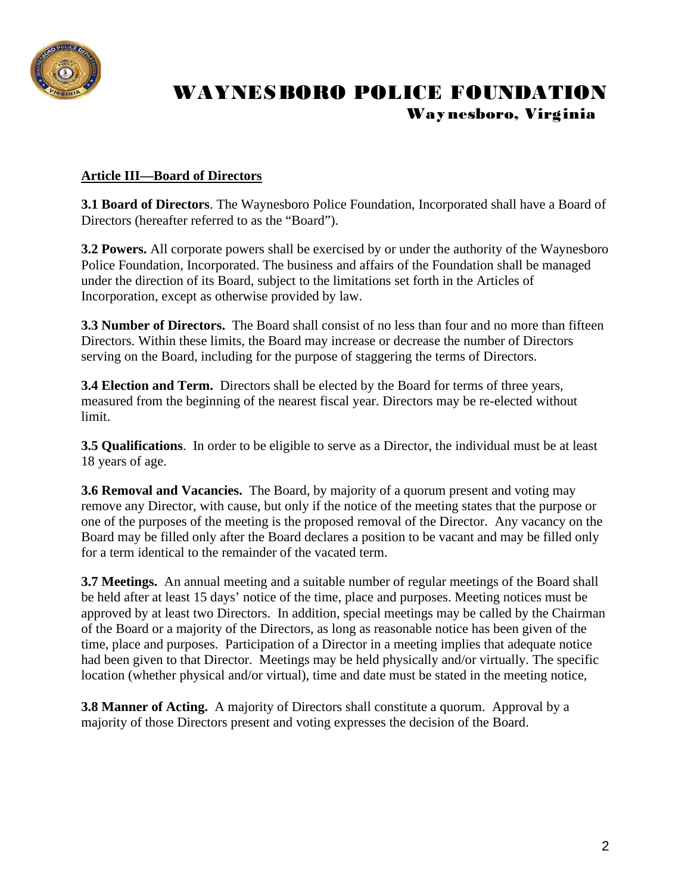**Article III—Board of Directors**

**3.1 Board of Directors**. The Waynesboro Police Foundation, Incorporated shall have a Board of Directors (hereafter referred to as the "Board").

**3.2 Powers.** All corporate powers shall be exercised by or under the authority of the Waynesboro Police Foundation, Incorporated. The business and affairs of the Foundation shall be managed under the direction of its Board, subject to the limitations set forth in the Articles of Incorporation, except as otherwise provided by law.

**3.3 Number of Directors.** The Board shall consist of no less than four and no more than fifteen Directors. Within these limits, the Board may increase or decrease the number of Directors serving on the Board, including for the purpose of staggering the terms of Directors.

**3.4 Election and Term.** Directors shall be elected by the Board for terms of three years, measured from the beginning of the nearest fiscal year. Directors may be re-elected without limit.

**3.5 Qualifications**. In order to be eligible to serve as a Director, the individual must be at least 18 years of age.

**3.6 Removal and Vacancies.** The Board, by majority of a quorum present and voting may remove any Director, with cause, but only if the notice of the meeting states that the purpose or one of the purposes of the meeting is the proposed removal of the Director. Any vacancy on the Board may be filled only after the Board declares a position to be vacant and may be filled only for a term identical to the remainder of the vacated term.

**3.7 Meetings.** An annual meeting and a suitable number of regular meetings of the Board shall be held after at least 15 days' notice of the time, place and purposes. Meeting notices must be approved by at least two Directors. In addition, special meetings may be called by the Chairman of the Board or a majority of the Directors, as long as reasonable notice has been given of the time, place and purposes. Participation of a Director in a meeting implies that adequate notice had been given to that Director. Meetings may be held physically and/or virtually. The specific location (whether physical and/or virtual), time and date must be stated in the meeting notice,

**3.8 Manner of Acting.** A majority of Directors shall constitute a quorum. Approval by a majority of those Directors present and voting expresses the decision of the Board.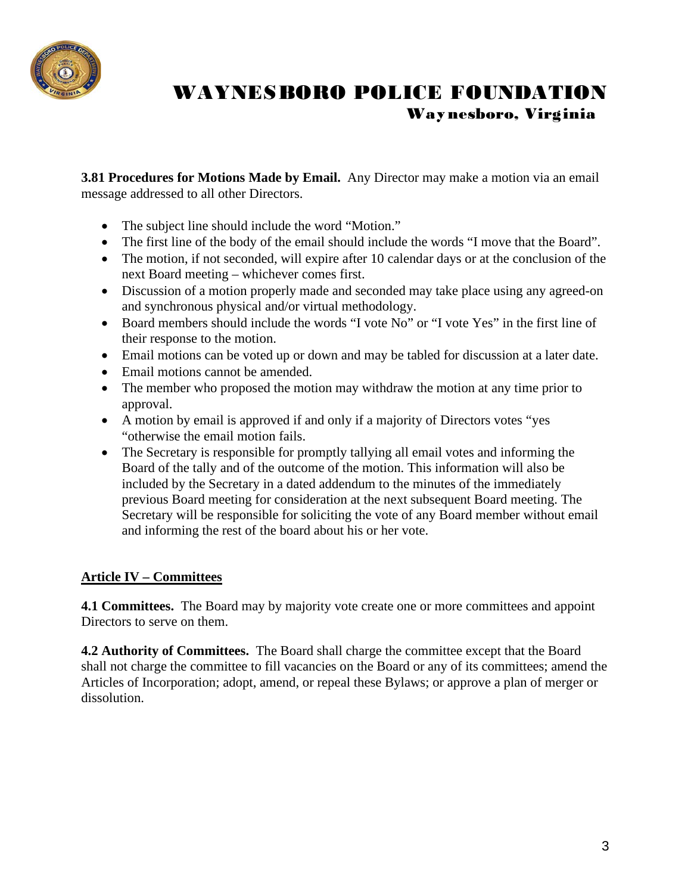**3.81 Procedures for Motions Made by Email.** Any Director may make a motion via an email message addressed to all other Directors.

- The subject line should include the word "Motion."
- The first line of the body of the email should include the words "I move that the Board".
- The motion, if not seconded, will expire after 10 calendar days or at the conclusion of the next Board meeting – whichever comes first.
- Discussion of a motion properly made and seconded may take place using any agreed-on and synchronous physical and/or virtual methodology.
- Board members should include the words "I vote No" or "I vote Yes" in the first line of their response to the motion.
- Email motions can be voted up or down and may be tabled for discussion at a later date.
- Email motions cannot be amended.
- The member who proposed the motion may withdraw the motion at any time prior to approval.
- A motion by email is approved if and only if a majority of Directors votes "yes "otherwise the email motion fails.
- The Secretary is responsible for promptly tallying all email votes and informing the Board of the tally and of the outcome of the motion. This information will also be included by the Secretary in a dated addendum to the minutes of the immediately previous Board meeting for consideration at the next subsequent Board meeting. The Secretary will be responsible for soliciting the vote of any Board member without email and informing the rest of the board about his or her vote.

## Article IV – Committees

**4.1 Committees.** The Board may by majority vote create one or more committees and appoint Directors to serve on them.

**4.2 Authority of Committees.** The Board shall charge the committee except that the Board shall not charge the committee to fill vacancies on the Board or any of its committees; amend the Articles of Incorporation; adopt, amend, or repeal these Bylaws; or approve a plan of merger or dissolution.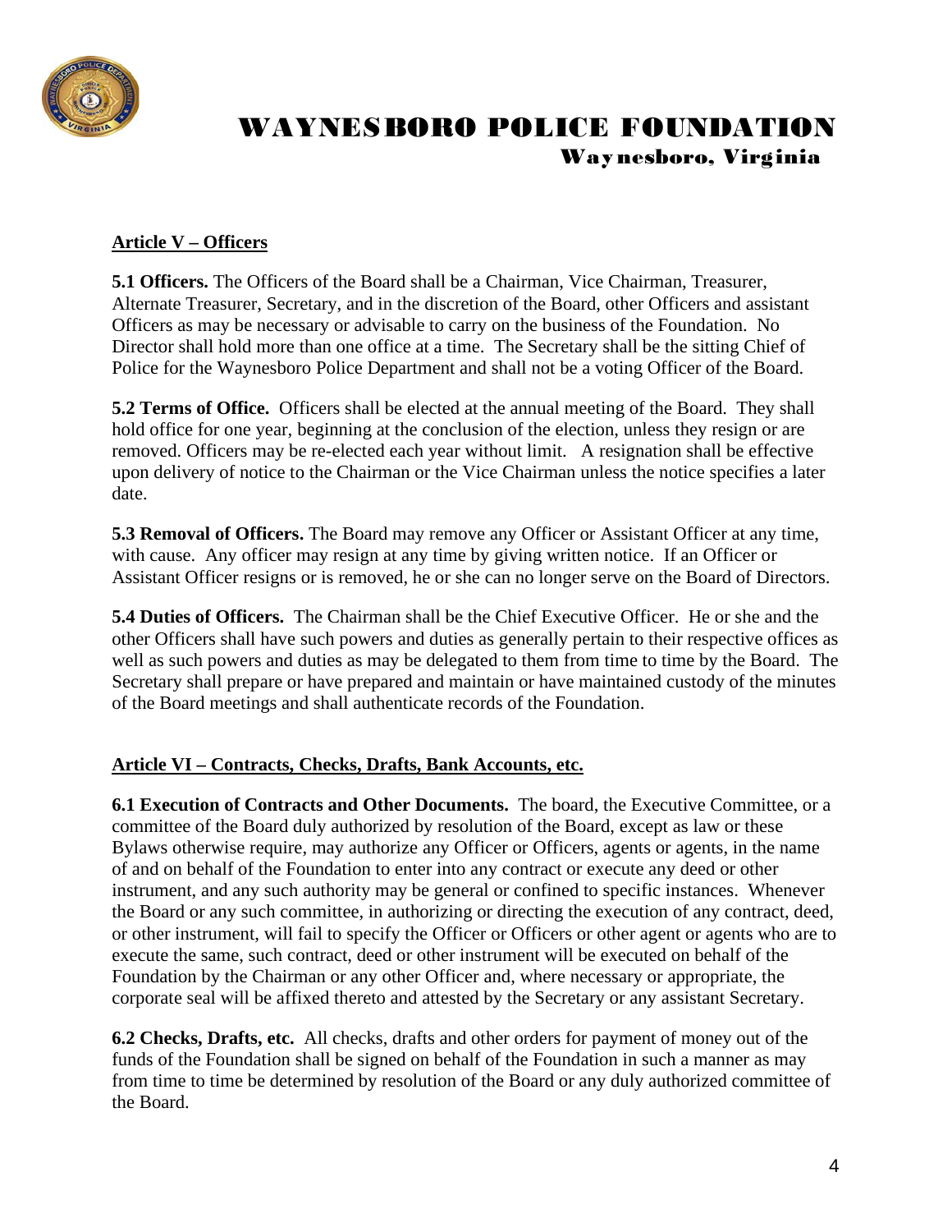## Article V – Officers

**5.1 Officers.** The Officers of the Board shall be a Chairman, Vice Chairman, Treasurer, Alternate Treasurer, Secretary, and in the discretion of the Board, other Officers and assistant Officers as may be necessary or advisable to carry on the business of the Foundation. No Director shall hold more than one office at a time. The Secretary shall be the sitting Chief of Police for the Waynesboro Police Department and shall not be a voting Officer of the Board.

**5.2 Terms of Office.** Officers shall be elected at the annual meeting of the Board. They shall hold office for one year, beginning at the conclusion of the election, unless they resign or are removed. Officers may be re-elected each year without limit. A resignation shall be effective upon delivery of notice to the Chairman or the Vice Chairman unless the notice specifies a later date.

**5.3 Removal of Officers.** The Board may remove any Officer or Assistant Officer at any time, with cause. Any officer may resign at any time by giving written notice. If an Officer or Assistant Officer resigns or is removed, he or she can no longer serve on the Board of Directors.

**5.4 Duties of Officers.** The Chairman shall be the Chief Executive Officer. He or she and the other Officers shall have such powers and duties as generally pertain to their respective offices as well as such powers and duties as may be delegated to them from time to time by the Board. The Secretary shall prepare or have prepared and maintain or have maintained custody of the minutes of the Board meetings and shall authenticate records of the Foundation.

## Article VI – Contracts, Checks, Drafts, Bank Accounts, etc.

**6.1 Execution of Contracts and Other Documents.** The board, the Executive Committee, or a committee of the Board duly authorized by resolution of the Board, except as law or these Bylaws otherwise require, may authorize any Officer or Officers, agents or agents, in the name of and on behalf of the Foundation to enter into any contract or execute any deed or other instrument, and any such authority may be general or confined to specific instances. Whenever the Board or any such committee, in authorizing or directing the execution of any contract, deed, or other instrument, will fail to specify the Officer or Officers or other agent or agents who are to execute the same, such contract, deed or other instrument will be executed on behalf of the Foundation by the Chairman or any other Officer and, where necessary or appropriate, the corporate seal will be affixed thereto and attested by the Secretary or any assistant Secretary.

**6.2 Checks, Drafts, etc.** All checks, drafts and other orders for payment of money out of the funds of the Foundation shall be signed on behalf of the Foundation in such a manner as may from time to time be determined by resolution of the Board or any duly authorized committee of the Board.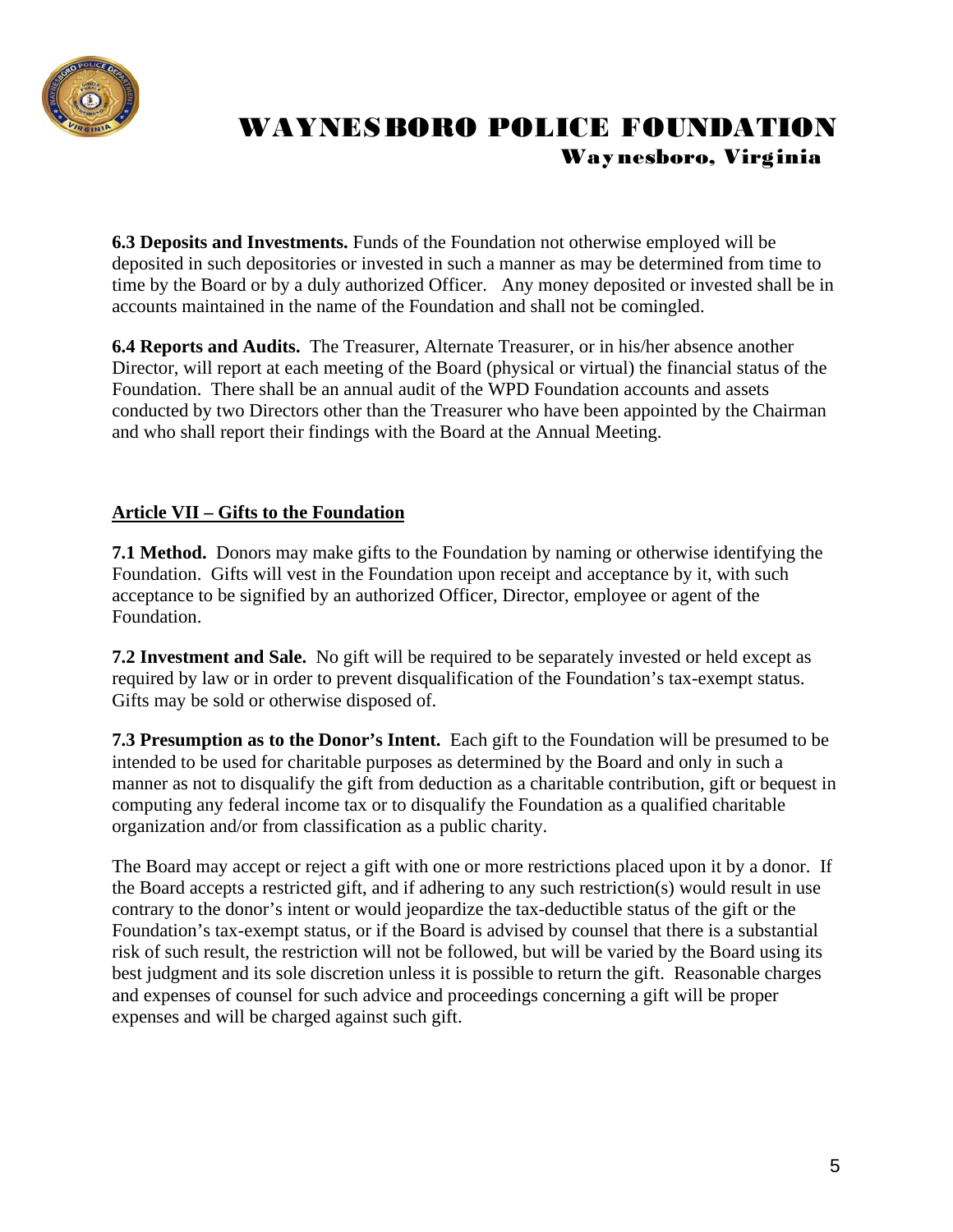**6.3 Deposits and Investments.** Funds of the Foundation not otherwise employed will be deposited in such depositories or invested in such a manner as may be determined from time to time by the Board or by a duly authorized Officer. Any money deposited or invested shall be in accounts maintained in the name of the Foundation and shall not be comingled.

**6.4 Reports and Audits.** The Treasurer, Alternate Treasurer, or in his/her absence another Director, will report at each meeting of the Board (physical or virtual) the financial status of the Foundation. There shall be an annual audit of the WPD Foundation accounts and assets conducted by two Directors other than the Treasurer who have been appointed by the Chairman and who shall report their findings with the Board at the Annual Meeting.

## Article VII – Gifts to the Foundation

**7.1 Method.** Donors may make gifts to the Foundation by naming or otherwise identifying the Foundation. Gifts will vest in the Foundation upon receipt and acceptance by it, with such acceptance to be signified by an authorized Officer, Director, employee or agent of the Foundation.

**7.2 Investment and Sale.** No gift will be required to be separately invested or held except as required by law or in order to prevent disqualification of the Foundation's tax-exempt status. Gifts may be sold or otherwise disposed of.

**7.3 Presumption as to the Donor's Intent.** Each gift to the Foundation will be presumed to be intended to be used for charitable purposes as determined by the Board and only in such a manner as not to disqualify the gift from deduction as a charitable contribution, gift or bequest in computing any federal income tax or to disqualify the Foundation as a qualified charitable organization and/or from classification as a public charity.

The Board may accept or reject a gift with one or more restrictions placed upon it by a donor. If the Board accepts a restricted gift, and if adhering to any such restriction(s) would result in use contrary to the donor's intent or would jeopardize the tax-deductible status of the gift or the Foundation's tax-exempt status, or if the Board is advised by counsel that there is a substantial risk of such result, the restriction will not be followed, but will be varied by the Board using its best judgment and its sole discretion unless it is possible to return the gift. Reasonable charges and expenses of counsel for such advice and proceedings concerning a gift will be proper expenses and will be charged against such gift.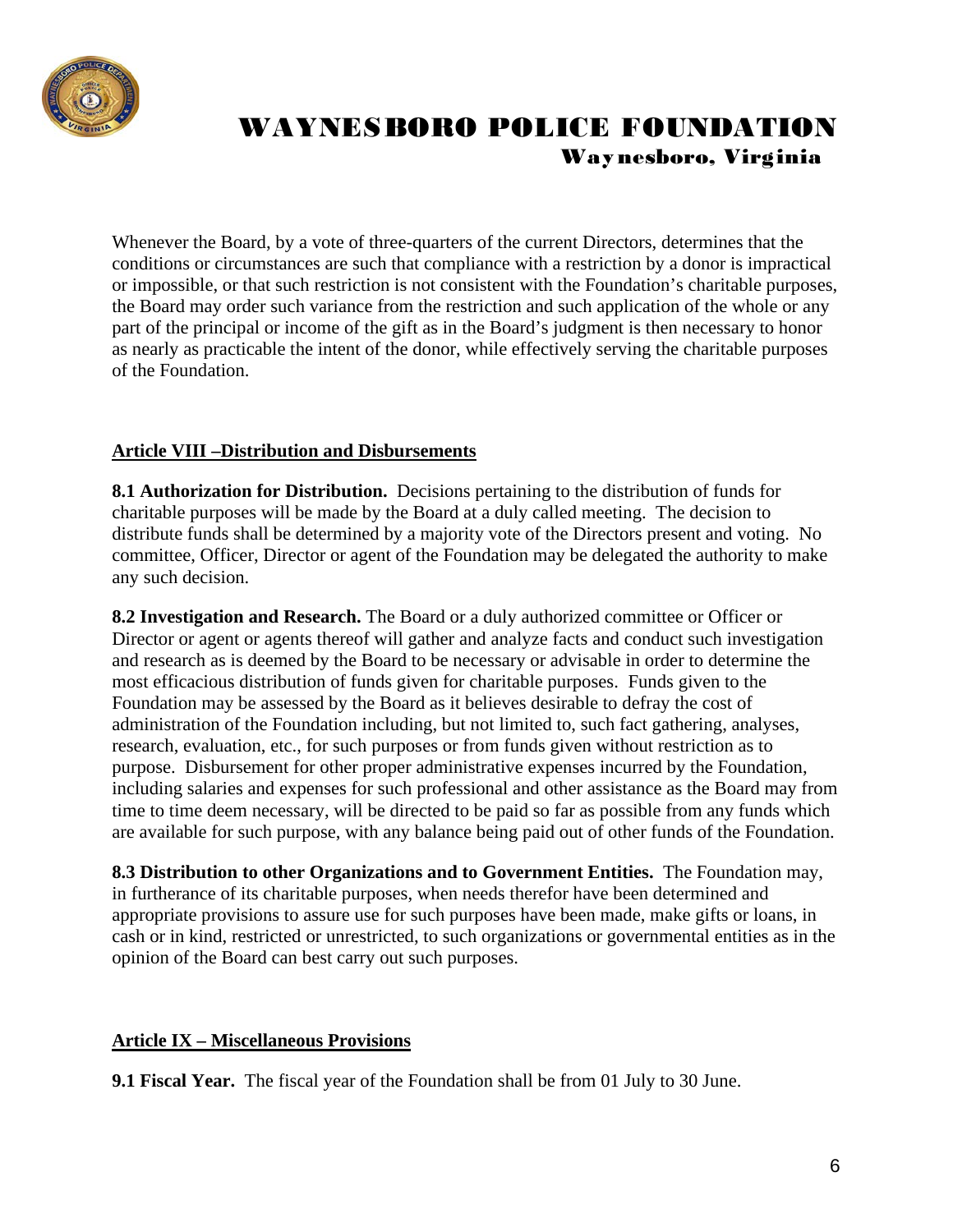Whenever the Board, by a vote of three-quarters of the current Directors, determines that the conditions or circumstances are such that compliance with a restriction by a donor is impractical or impossible, or that such restriction is not consistent with the Foundation's charitable purposes, the Board may order such variance from the restriction and such application of the whole or any part of the principal or income of the gift as in the Board's judgment is then necessary to honor as nearly as practicable the intent of the donor, while effectively serving the charitable purposes of the Foundation.

## Article VIII –Distribution and Disbursements

**8.1 Authorization for Distribution.** Decisions pertaining to the distribution of funds for charitable purposes will be made by the Board at a duly called meeting. The decision to distribute funds shall be determined by a majority vote of the Directors present and voting. No committee, Officer, Director or agent of the Foundation may be delegated the authority to make any such decision.

**8.2 Investigation and Research.** The Board or a duly authorized committee or Officer or Director or agent or agents thereof will gather and analyze facts and conduct such investigation and research as is deemed by the Board to be necessary or advisable in order to determine the most efficacious distribution of funds given for charitable purposes. Funds given to the Foundation may be assessed by the Board as it believes desirable to defray the cost of administration of the Foundation including, but not limited to, such fact gathering, analyses, research, evaluation, etc., for such purposes or from funds given without restriction as to purpose. Disbursement for other proper administrative expenses incurred by the Foundation, including salaries and expenses for such professional and other assistance as the Board may from time to time deem necessary, will be directed to be paid so far as possible from any funds which are available for such purpose, with any balance being paid out of other funds of the Foundation.

**8.3 Distribution to other Organizations and to Government Entities.** The Foundation may, in furtherance of its charitable purposes, when needs therefor have been determined and appropriate provisions to assure use for such purposes have been made, make gifts or loans, in cash or in kind, restricted or unrestricted, to such organizations or governmental entities as in the opinion of the Board can best carry out such purposes.

## Article IX – Miscellaneous Provisions

**9.1 Fiscal Year.** The fiscal year of the Foundation shall be from 01 July to 30 June.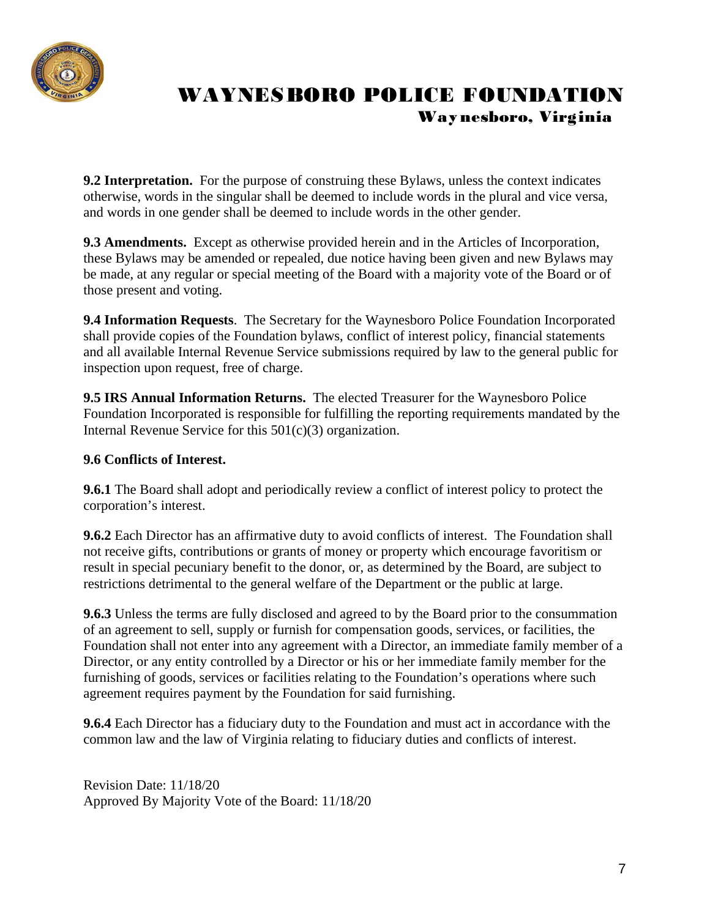**9.2 Interpretation.** For the purpose of construing these Bylaws, unless the context indicates otherwise, words in the singular shall be deemed to include words in the plural and vice versa, and words in one gender shall be deemed to include words in the other gender.

**9.3 Amendments.** Except as otherwise provided herein and in the Articles of Incorporation, these Bylaws may be amended or repealed, due notice having been given and new Bylaws may be made, at any regular or special meeting of the Board with a majority vote of the Board or of those present and voting.

**9.4 Information Requests**. The Secretary for the Waynesboro Police Foundation Incorporated shall provide copies of the Foundation bylaws, conflict of interest policy, financial statements and all available Internal Revenue Service submissions required by law to the general public for inspection upon request, free of charge.

**9.5 IRS Annual Information Returns.** The elected Treasurer for the Waynesboro Police Foundation Incorporated is responsible for fulfilling the reporting requirements mandated by the Internal Revenue Service for this 501(c)(3) organization.

**9.6 Conflicts of Interest.**

**9.6.1** The Board shall adopt and periodically review a conflict of interest policy to protect the corporation's interest.

**9.6.2** Each Director has an affirmative duty to avoid conflicts of interest. The Foundation shall not receive gifts, contributions or grants of money or property which encourage favoritism or result in special pecuniary benefit to the donor, or, as determined by the Board, are subject to restrictions detrimental to the general welfare of the Department or the public at large.

**9.6.3** Unless the terms are fully disclosed and agreed to by the Board prior to the consummation of an agreement to sell, supply or furnish for compensation goods, services, or facilities, the Foundation shall not enter into any agreement with a Director, an immediate family member of a Director, or any entity controlled by a Director or his or her immediate family member for the furnishing of goods, services or facilities relating to the Foundation's operations where such agreement requires payment by the Foundation for said furnishing.

**9.6.4** Each Director has a fiduciary duty to the Foundation and must act in accordance with the common law and the law of Virginia relating to fiduciary duties and conflicts of interest.

Revision Date: 11/18/20
Approved By Majority Vote of the Board: 11/18/20